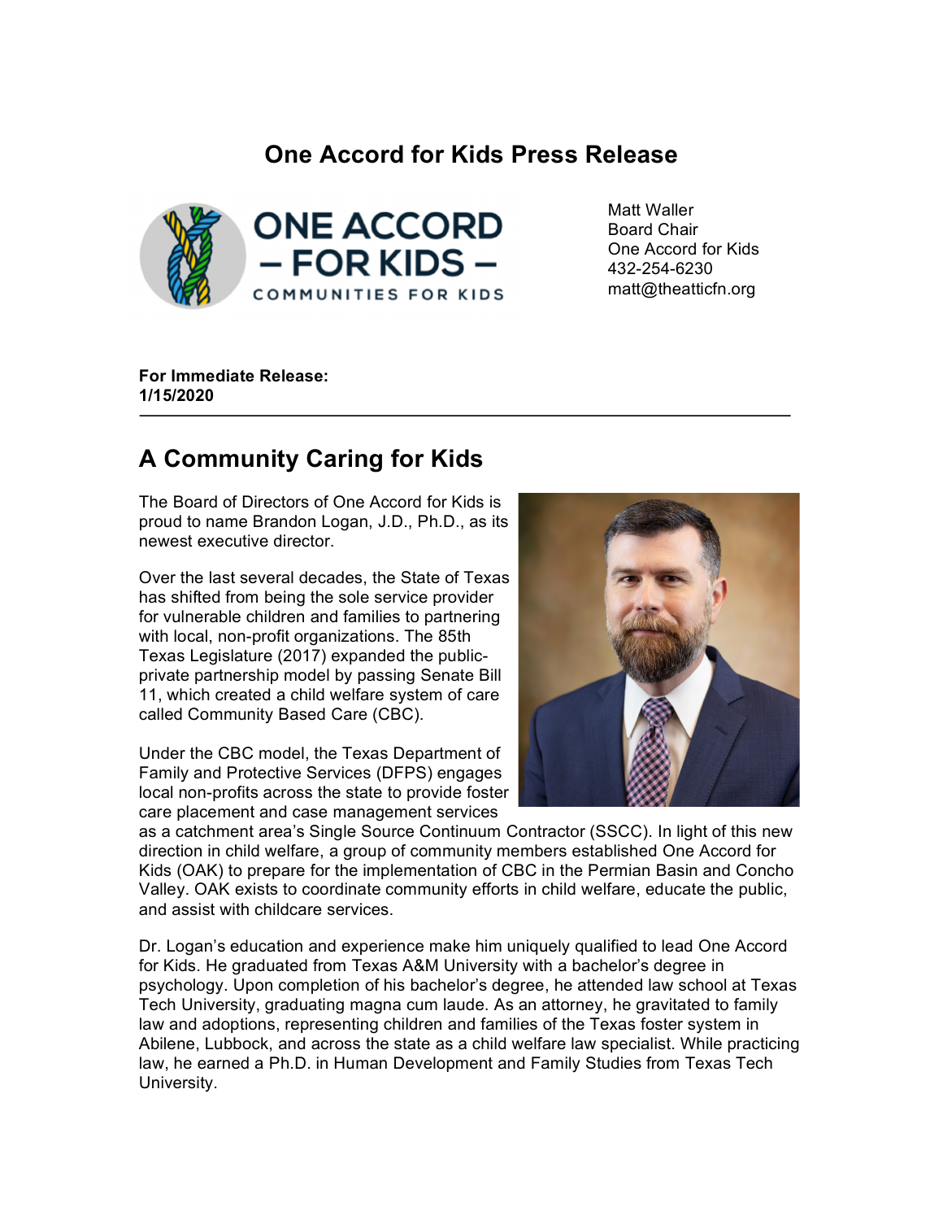# One Accord for Kids Press Release

Matt Waller
Board Chair
One Accord for Kids
432-254-6230
matt@theatticfn.org

**For Immediate Release:**
**1/15/2020**

---

## A Community Caring for Kids

The Board of Directors of One Accord for Kids is proud to name Brandon Logan, J.D., Ph.D., as its newest executive director.

Over the last several decades, the State of Texas has shifted from being the sole service provider for vulnerable children and families to partnering with local, non-profit organizations. The 85th Texas Legislature (2017) expanded the public-private partnership model by passing Senate Bill 11, which created a child welfare system of care called Community Based Care (CBC).

Under the CBC model, the Texas Department of Family and Protective Services (DFPS) engages local non-profits across the state to provide foster care placement and case management services as a catchment area's Single Source Continuum Contractor (SSCC). In light of this new direction in child welfare, a group of community members established One Accord for Kids (OAK) to prepare for the implementation of CBC in the Permian Basin and Concho Valley. OAK exists to coordinate community efforts in child welfare, educate the public, and assist with childcare services.

Dr. Logan's education and experience make him uniquely qualified to lead One Accord for Kids. He graduated from Texas A&M University with a bachelor's degree in psychology. Upon completion of his bachelor's degree, he attended law school at Texas Tech University, graduating magna cum laude. As an attorney, he gravitated to family law and adoptions, representing children and families of the Texas foster system in Abilene, Lubbock, and across the state as a child welfare law specialist. While practicing law, he earned a Ph.D. in Human Development and Family Studies from Texas Tech University.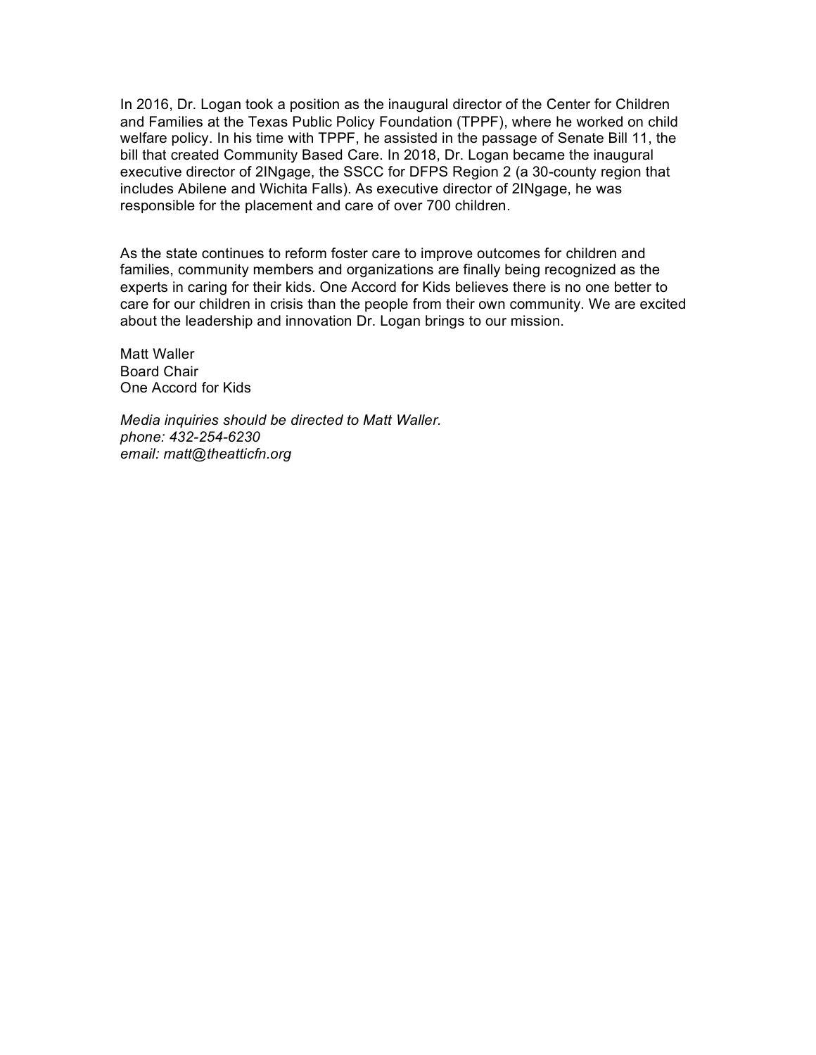In 2016, Dr. Logan took a position as the inaugural director of the Center for Children and Families at the Texas Public Policy Foundation (TPPF), where he worked on child welfare policy. In his time with TPPF, he assisted in the passage of Senate Bill 11, the bill that created Community Based Care. In 2018, Dr. Logan became the inaugural executive director of 2INgage, the SSCC for DFPS Region 2 (a 30-county region that includes Abilene and Wichita Falls). As executive director of 2INgage, he was responsible for the placement and care of over 700 children.

As the state continues to reform foster care to improve outcomes for children and families, community members and organizations are finally being recognized as the experts in caring for their kids. One Accord for Kids believes there is no one better to care for our children in crisis than the people from their own community. We are excited about the leadership and innovation Dr. Logan brings to our mission.

Matt Waller
Board Chair
One Accord for Kids

*Media inquiries should be directed to Matt Waller.*
*phone: 432-254-6230*
*email: matt@theatticfn.org*